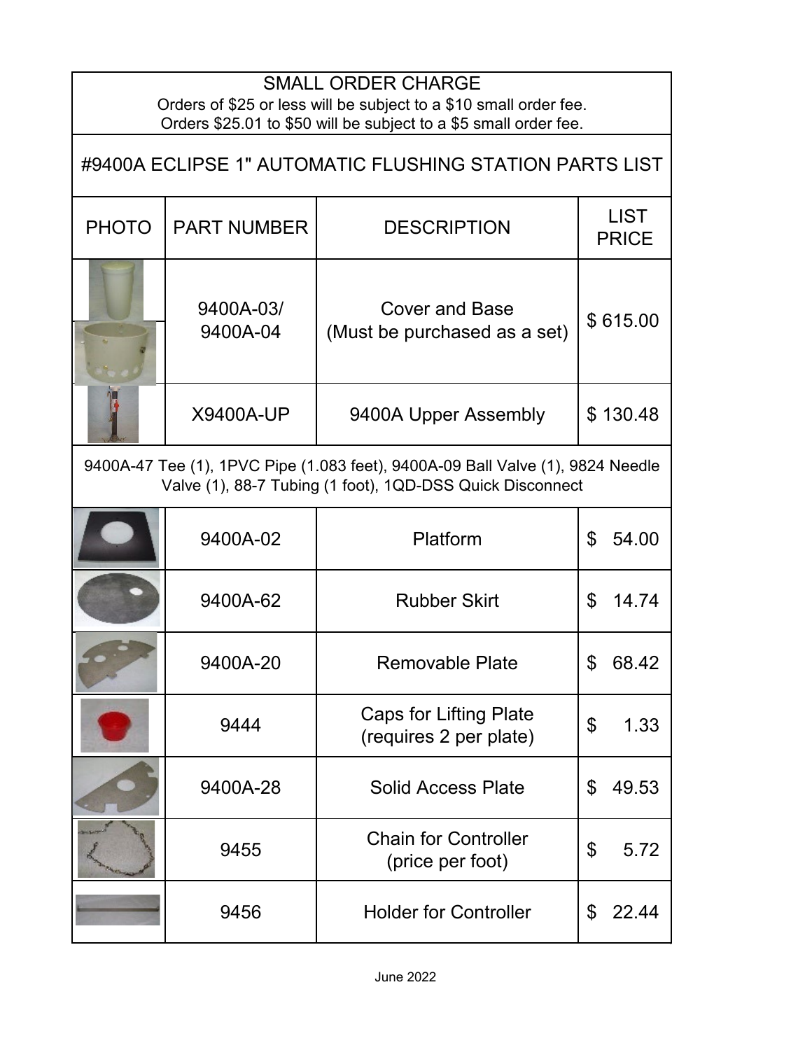## SMALL ORDER CHARGE

Orders of $25 or less will be subject to a $10 small order fee.
Orders $25.01 to $50 will be subject to a $5 small order fee.

## #9400A ECLIPSE 1" AUTOMATIC FLUSHING STATION PARTS LIST

| PHOTO | PART NUMBER | DESCRIPTION | LIST PRICE |
|---|---|---|---|
| | 9400A-03/ 9400A-04 | Cover and Base (Must be purchased as a set) | $ 615.00 |
| | X9400A-UP | 9400A Upper Assembly | $ 130.48 |
| 9400A-47 Tee (1), 1PVC Pipe (1.083 feet), 9400A-09 Ball Valve (1), 9824 Needle Valve (1), 88-7 Tubing (1 foot), 1QD-DSS Quick Disconnect | | | |
| | 9400A-02 | Platform | $ 54.00 |
| | 9400A-62 | Rubber Skirt | $ 14.74 |
| | 9400A-20 | Removable Plate | $ 68.42 |
| | 9444 | Caps for Lifting Plate (requires 2 per plate) | $ 1.33 |
| | 9400A-28 | Solid Access Plate | $ 49.53 |
| | 9455 | Chain for Controller (price per foot) | $ 5.72 |
| | 9456 | Holder for Controller | $ 22.44 |

June 2022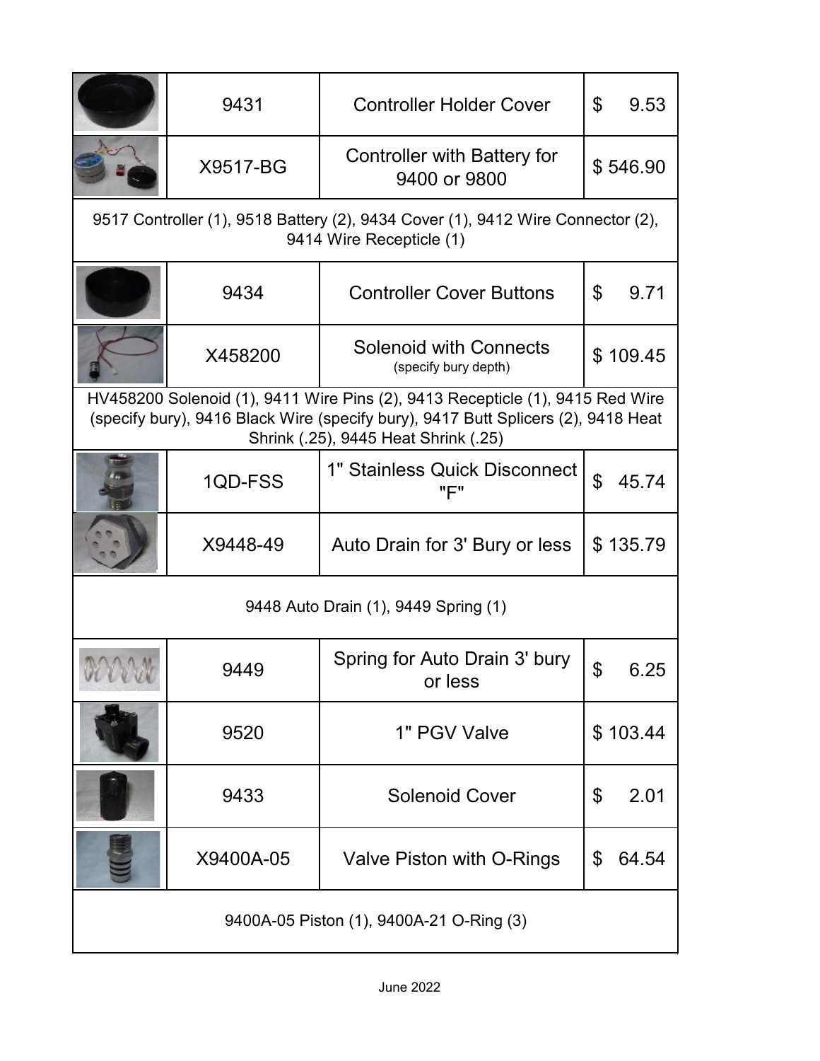| | Part # | Description | Price |
|---|---|---|---|
| | 9431 | Controller Holder Cover | $ 9.53 |
| | X9517-BG | Controller with Battery for 9400 or 9800 | $ 546.90 |
| 9517 Controller (1), 9518 Battery (2), 9434 Cover (1), 9412 Wire Connector (2), 9414 Wire Recepticle (1) | | | |
| | 9434 | Controller Cover Buttons | $ 9.71 |
| | X458200 | Solenoid with Connects (specify bury depth) | $ 109.45 |
| HV458200 Solenoid (1), 9411 Wire Pins (2), 9413 Recepticle (1), 9415 Red Wire (specify bury), 9416 Black Wire (specify bury), 9417 Butt Splicers (2), 9418 Heat Shrink (.25), 9445 Heat Shrink (.25) | | | |
| | 1QD-FSS | 1" Stainless Quick Disconnect "F" | $ 45.74 |
| | X9448-49 | Auto Drain for 3' Bury or less | $ 135.79 |
| 9448 Auto Drain (1), 9449 Spring (1) | | | |
| | 9449 | Spring for Auto Drain 3' bury or less | $ 6.25 |
| | 9520 | 1" PGV Valve | $ 103.44 |
| | 9433 | Solenoid Cover | $ 2.01 |
| | X9400A-05 | Valve Piston with O-Rings | $ 64.54 |
| 9400A-05 Piston (1), 9400A-21 O-Ring (3) | | | |

June 2022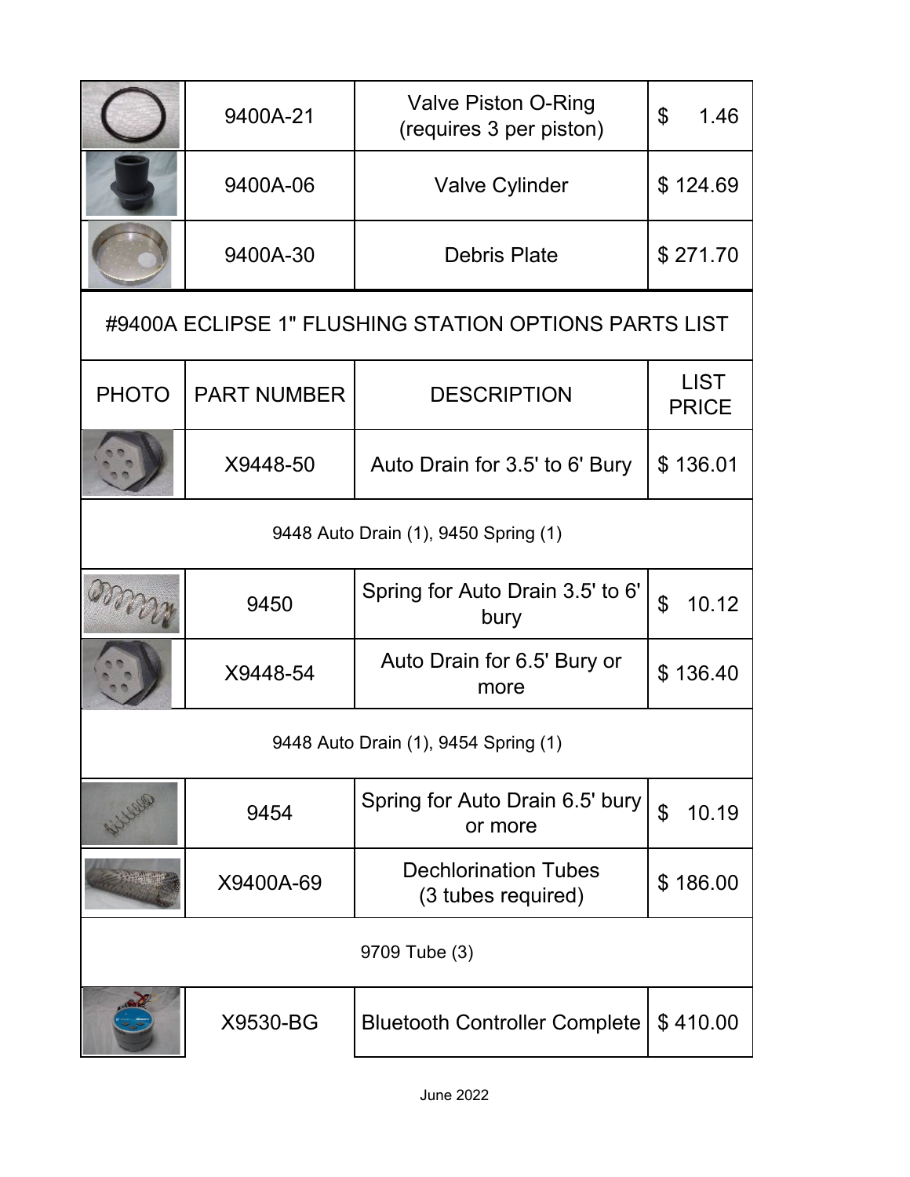| PHOTO | PART NUMBER | DESCRIPTION | LIST PRICE |
|---|---|---|---|
| | 9400A-21 | Valve Piston O-Ring (requires 3 per piston) | $ 1.46 |
| | 9400A-06 | Valve Cylinder | $ 124.69 |
| | 9400A-30 | Debris Plate | $ 271.70 |

## #9400A ECLIPSE 1" FLUSHING STATION OPTIONS PARTS LIST

| PHOTO | PART NUMBER | DESCRIPTION | LIST PRICE |
|---|---|---|---|
| | X9448-50 | Auto Drain for 3.5' to 6' Bury | $ 136.01 |
| 9448 Auto Drain (1), 9450 Spring (1) | | | |
| | 9450 | Spring for Auto Drain 3.5' to 6' bury | $ 10.12 |
| | X9448-54 | Auto Drain for 6.5' Bury or more | $ 136.40 |
| 9448 Auto Drain (1), 9454 Spring (1) | | | |
| | 9454 | Spring for Auto Drain 6.5' bury or more | $ 10.19 |
| | X9400A-69 | Dechlorination Tubes (3 tubes required) | $ 186.00 |
| 9709 Tube (3) | | | |
| | X9530-BG | Bluetooth Controller Complete | $ 410.00 |

June 2022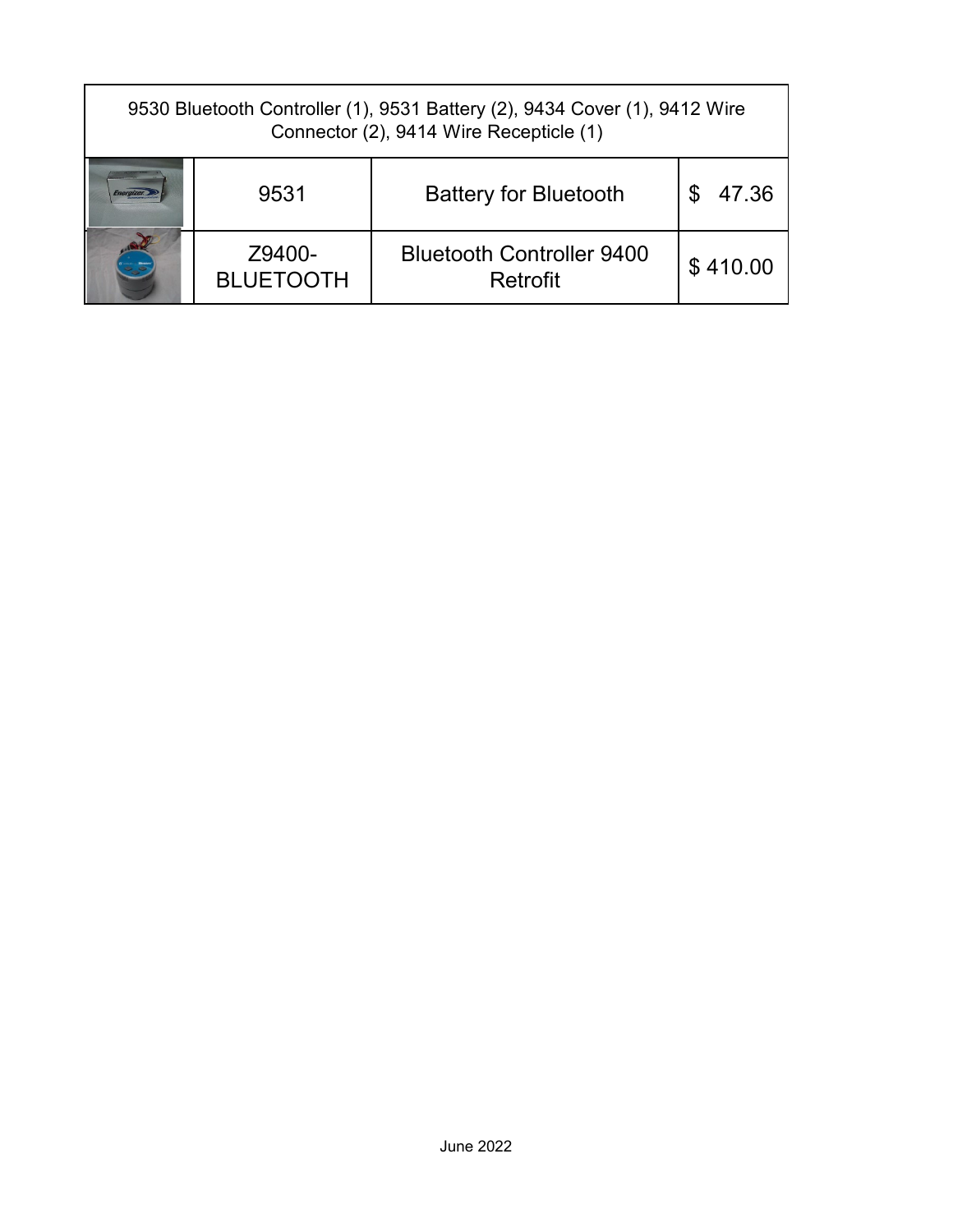| | | | |
|---|---|---|---|
| 9530 Bluetooth Controller (1), 9531 Battery (2), 9434 Cover (1), 9412 Wire Connector (2), 9414 Wire Recepticle (1) | | | |
| | 9531 | Battery for Bluetooth | $ 47.36 |
| | Z9400-BLUETOOTH | Bluetooth Controller 9400 Retrofit | $ 410.00 |

June 2022